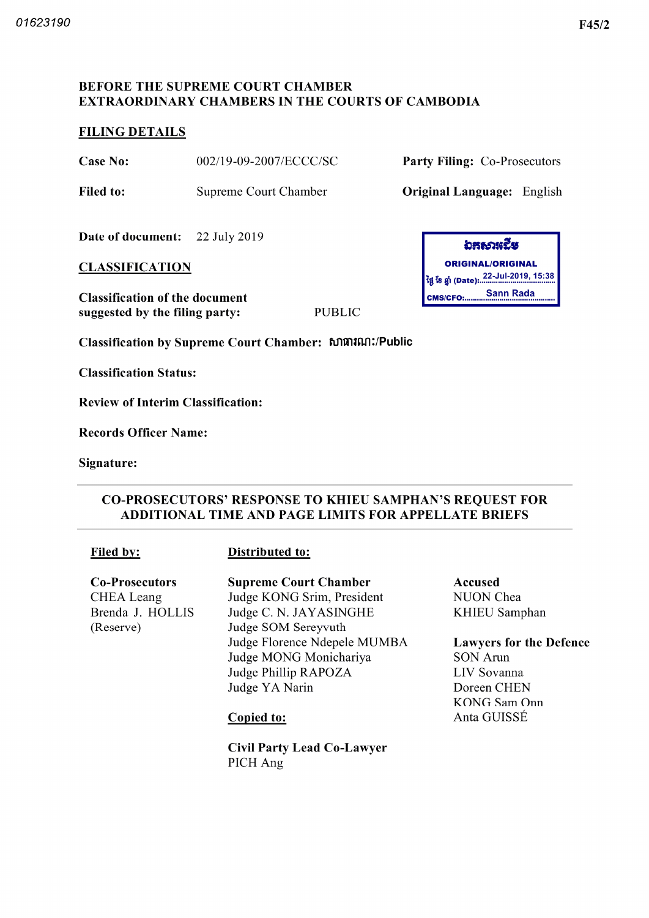01623190

F45/2

**BEFORE THE SUPREME COURT CHAMBER**
**EXTRAORDINARY CHAMBERS IN THE COURTS OF CAMBODIA**

**FILING DETAILS**

**Case No:** 002/19-09-2007/ECCC/SC

**Party Filing:** Co-Prosecutors

**Filed to:** Supreme Court Chamber

**Original Language:** English

**Date of document:** 22 July 2019

ឯកសារដើម
ORIGINAL/ORIGINAL
ថ្ងៃ ខែ ឆ្នាំ (Date): 22-Jul-2019, 15:38
CMS/CFO: Sann Rada

**CLASSIFICATION**

**Classification of the document suggested by the filing party:** PUBLIC

**Classification by Supreme Court Chamber:** សាធារណៈ/Public

**Classification Status:**

**Review of Interim Classification:**

**Records Officer Name:**

**Signature:**

---

**CO-PROSECUTORS' RESPONSE TO KHIEU SAMPHAN'S REQUEST FOR ADDITIONAL TIME AND PAGE LIMITS FOR APPELLATE BRIEFS**

---

**Filed by:**

**Co-Prosecutors**
CHEA Leang
Brenda J. HOLLIS (Reserve)

**Distributed to:**

**Supreme Court Chamber**
Judge KONG Srim, President
Judge C. N. JAYASINGHE
Judge SOM Sereyvuth
Judge Florence Ndepele MUMBA
Judge MONG Monichariya
Judge Phillip RAPOZA
Judge YA Narin

**Copied to:**

**Civil Party Lead Co-Lawyer**
PICH Ang

**Accused**
NUON Chea
KHIEU Samphan

**Lawyers for the Defence**
SON Arun
LIV Sovanna
Doreen CHEN
KONG Sam Onn
Anta GUISSÉ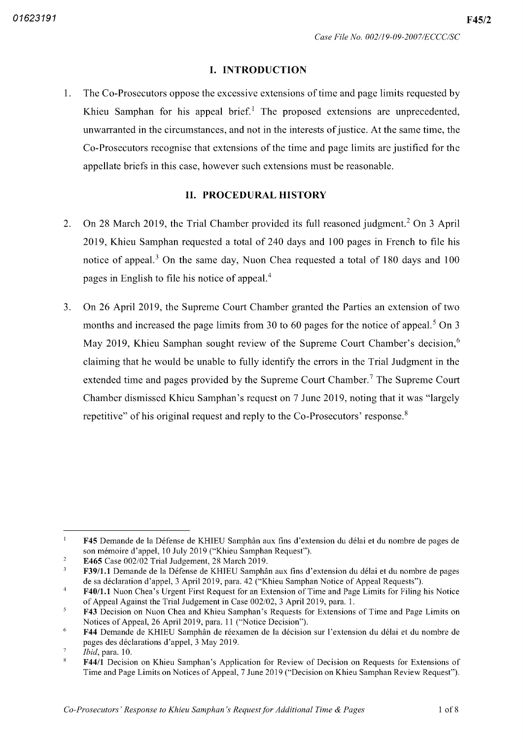## I. INTRODUCTION

1. The Co-Prosecutors oppose the excessive extensions of time and page limits requested by Khieu Samphan for his appeal brief.[1] The proposed extensions are unprecedented, unwarranted in the circumstances, and not in the interests of justice. At the same time, the Co-Prosecutors recognise that extensions of the time and page limits are justified for the appellate briefs in this case, however such extensions must be reasonable.

## II. PROCEDURAL HISTORY

2. On 28 March 2019, the Trial Chamber provided its full reasoned judgment.[2] On 3 April 2019, Khieu Samphan requested a total of 240 days and 100 pages in French to file his notice of appeal.[3] On the same day, Nuon Chea requested a total of 180 days and 100 pages in English to file his notice of appeal.[4]

3. On 26 April 2019, the Supreme Court Chamber granted the Parties an extension of two months and increased the page limits from 30 to 60 pages for the notice of appeal.[5] On 3 May 2019, Khieu Samphan sought review of the Supreme Court Chamber's decision,[6] claiming that he would be unable to fully identify the errors in the Trial Judgment in the extended time and pages provided by the Supreme Court Chamber.[7] The Supreme Court Chamber dismissed Khieu Samphan's request on 7 June 2019, noting that it was "largely repetitive" of his original request and reply to the Co-Prosecutors' response.[8]

---

[1] **F45** Demande de la Défense de KHIEU Samphân aux fins d'extension du délai et du nombre de pages de son mémoire d'appel, 10 July 2019 ("Khieu Samphan Request").

[2] **E465** Case 002/02 Trial Judgement, 28 March 2019.

[3] **F39/1.1** Demande de la Défense de KHIEU Samphân aux fins d'extension du délai et du nombre de pages de sa déclaration d'appel, 3 April 2019, para. 42 ("Khieu Samphan Notice of Appeal Requests").

[4] **F40/1.1** Nuon Chea's Urgent First Request for an Extension of Time and Page Limits for Filing his Notice of Appeal Against the Trial Judgement in Case 002/02, 3 April 2019, para. 1.

[5] **F43** Decision on Nuon Chea and Khieu Samphan's Requests for Extensions of Time and Page Limits on Notices of Appeal, 26 April 2019, para. 11 ("Notice Decision").

[6] **F44** Demande de KHIEU Samphân de réexamen de la décision sur l'extension du délai et du nombre de pages des déclarations d'appel, 3 May 2019.

[7] *Ibid*, para. 10.

[8] **F44/1** Decision on Khieu Samphan's Application for Review of Decision on Requests for Extensions of Time and Page Limits on Notices of Appeal, 7 June 2019 ("Decision on Khieu Samphan Review Request").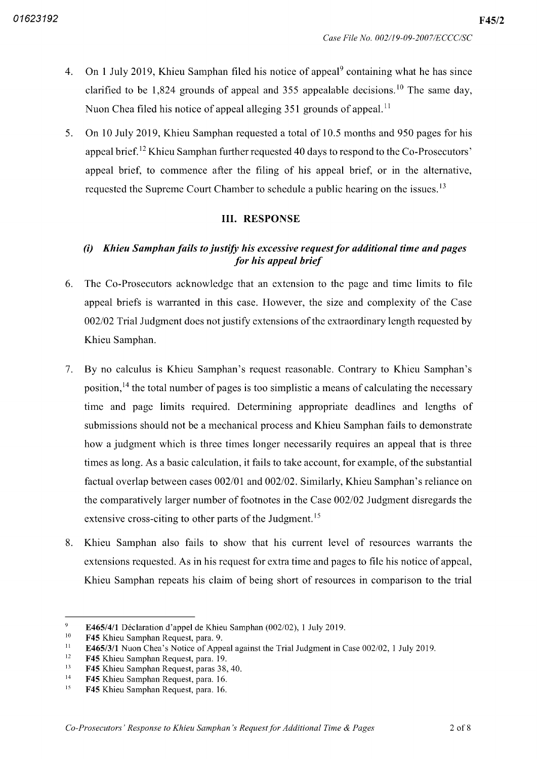4. On 1 July 2019, Khieu Samphan filed his notice of appeal[9] containing what he has since clarified to be 1,824 grounds of appeal and 355 appealable decisions.[10] The same day, Nuon Chea filed his notice of appeal alleging 351 grounds of appeal.[11]

5. On 10 July 2019, Khieu Samphan requested a total of 10.5 months and 950 pages for his appeal brief.[12] Khieu Samphan further requested 40 days to respond to the Co-Prosecutors' appeal brief, to commence after the filing of his appeal brief, or in the alternative, requested the Supreme Court Chamber to schedule a public hearing on the issues.[13]

## III. RESPONSE

### *(i) Khieu Samphan fails to justify his excessive request for additional time and pages for his appeal brief*

6. The Co-Prosecutors acknowledge that an extension to the page and time limits to file appeal briefs is warranted in this case. However, the size and complexity of the Case 002/02 Trial Judgment does not justify extensions of the extraordinary length requested by Khieu Samphan.

7. By no calculus is Khieu Samphan's request reasonable. Contrary to Khieu Samphan's position,[14] the total number of pages is too simplistic a means of calculating the necessary time and page limits required. Determining appropriate deadlines and lengths of submissions should not be a mechanical process and Khieu Samphan fails to demonstrate how a judgment which is three times longer necessarily requires an appeal that is three times as long. As a basic calculation, it fails to take account, for example, of the substantial factual overlap between cases 002/01 and 002/02. Similarly, Khieu Samphan's reliance on the comparatively larger number of footnotes in the Case 002/02 Judgment disregards the extensive cross-citing to other parts of the Judgment.[15]

8. Khieu Samphan also fails to show that his current level of resources warrants the extensions requested. As in his request for extra time and pages to file his notice of appeal, Khieu Samphan repeats his claim of being short of resources in comparison to the trial

---

[9] **E465/4/1** Déclaration d'appel de Khieu Samphan (002/02), 1 July 2019.

[10] **F45** Khieu Samphan Request, para. 9.

[11] **E465/3/1** Nuon Chea's Notice of Appeal against the Trial Judgment in Case 002/02, 1 July 2019.

[12] **F45** Khieu Samphan Request, para. 19.

[13] **F45** Khieu Samphan Request, paras 38, 40.

[14] **F45** Khieu Samphan Request, para. 16.

[15] **F45** Khieu Samphan Request, para. 16.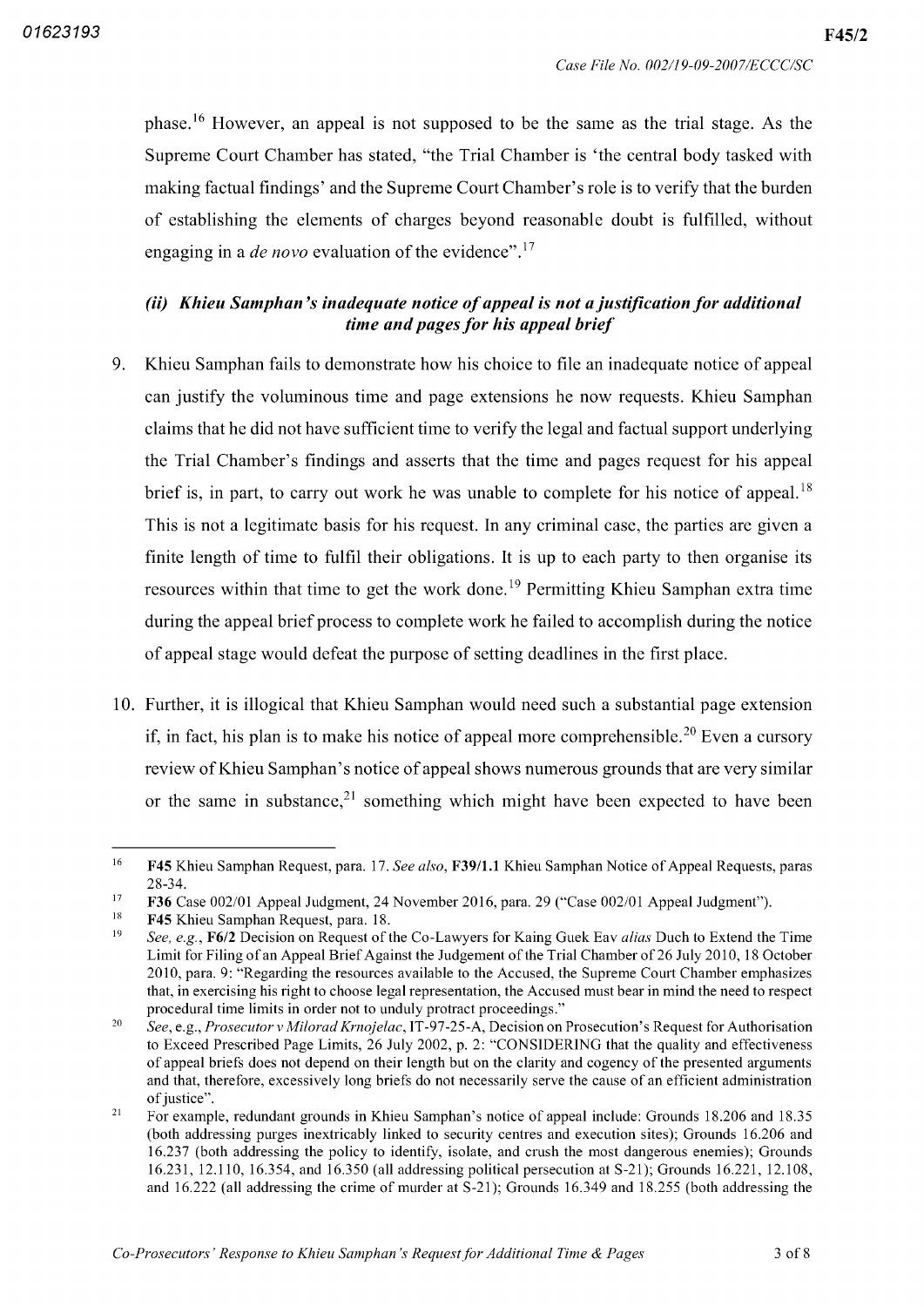phase.[16] However, an appeal is not supposed to be the same as the trial stage. As the Supreme Court Chamber has stated, "the Trial Chamber is 'the central body tasked with making factual findings' and the Supreme Court Chamber's role is to verify that the burden of establishing the elements of charges beyond reasonable doubt is fulfilled, without engaging in a *de novo* evaluation of the evidence".[17]

### *(ii) Khieu Samphan's inadequate notice of appeal is not a justification for additional time and pages for his appeal brief*

9. Khieu Samphan fails to demonstrate how his choice to file an inadequate notice of appeal can justify the voluminous time and page extensions he now requests. Khieu Samphan claims that he did not have sufficient time to verify the legal and factual support underlying the Trial Chamber's findings and asserts that the time and pages request for his appeal brief is, in part, to carry out work he was unable to complete for his notice of appeal.[18] This is not a legitimate basis for his request. In any criminal case, the parties are given a finite length of time to fulfil their obligations. It is up to each party to then organise its resources within that time to get the work done.[19] Permitting Khieu Samphan extra time during the appeal brief process to complete work he failed to accomplish during the notice of appeal stage would defeat the purpose of setting deadlines in the first place.

10. Further, it is illogical that Khieu Samphan would need such a substantial page extension if, in fact, his plan is to make his notice of appeal more comprehensible.[20] Even a cursory review of Khieu Samphan's notice of appeal shows numerous grounds that are very similar or the same in substance,[21] something which might have been expected to have been

---

[16] **F45** Khieu Samphan Request, para. 17. *See also*, **F39/1.1** Khieu Samphan Notice of Appeal Requests, paras 28-34.

[17] **F36** Case 002/01 Appeal Judgment, 24 November 2016, para. 29 ("Case 002/01 Appeal Judgment").

[18] **F45** Khieu Samphan Request, para. 18.

[19] *See, e.g.*, **F6/2** Decision on Request of the Co-Lawyers for Kaing Guek Eav *alias* Duch to Extend the Time Limit for Filing of an Appeal Brief Against the Judgement of the Trial Chamber of 26 July 2010, 18 October 2010, para. 9: "Regarding the resources available to the Accused, the Supreme Court Chamber emphasizes that, in exercising his right to choose legal representation, the Accused must bear in mind the need to respect procedural time limits in order not to unduly protract proceedings."

[20] *See*, e.g., *Prosecutor v Milorad Krnojelac*, IT-97-25-A, Decision on Prosecution's Request for Authorisation to Exceed Prescribed Page Limits, 26 July 2002, p. 2: "CONSIDERING that the quality and effectiveness of appeal briefs does not depend on their length but on the clarity and cogency of the presented arguments and that, therefore, excessively long briefs do not necessarily serve the cause of an efficient administration of justice".

[21] For example, redundant grounds in Khieu Samphan's notice of appeal include: Grounds 18.206 and 18.35 (both addressing purges inextricably linked to security centres and execution sites); Grounds 16.206 and 16.237 (both addressing the policy to identify, isolate, and crush the most dangerous enemies); Grounds 16.231, 12.110, 16.354, and 16.350 (all addressing political persecution at S-21); Grounds 16.221, 12.108, and 16.222 (all addressing the crime of murder at S-21); Grounds 16.349 and 18.255 (both addressing the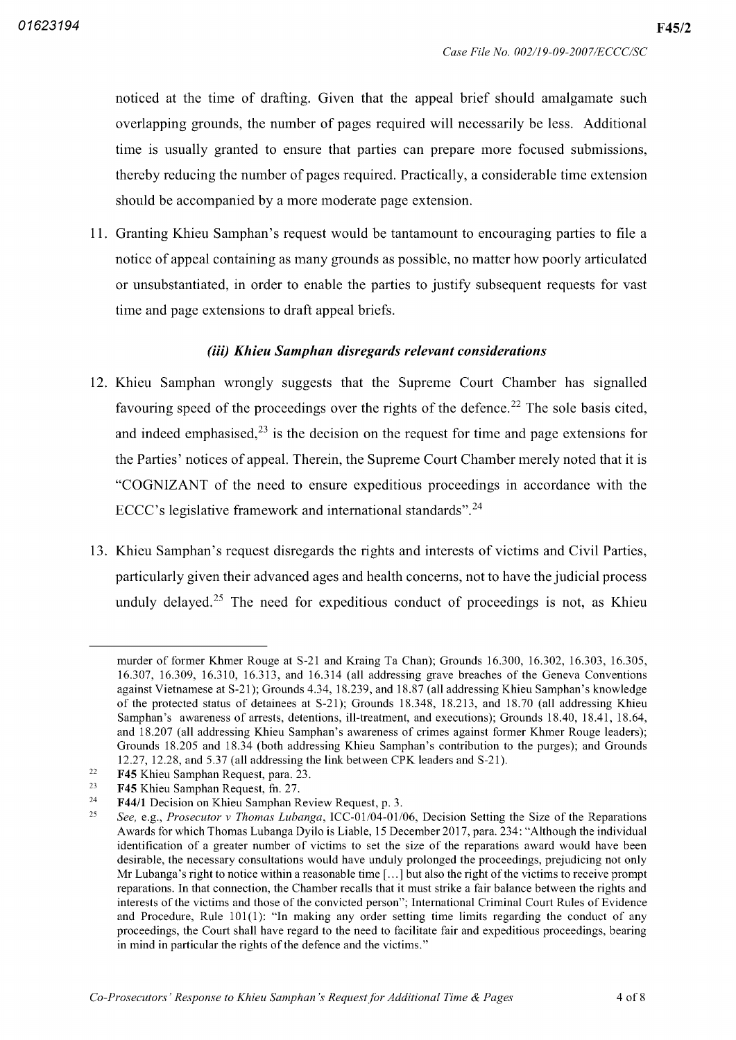noticed at the time of drafting. Given that the appeal brief should amalgamate such overlapping grounds, the number of pages required will necessarily be less. Additional time is usually granted to ensure that parties can prepare more focused submissions, thereby reducing the number of pages required. Practically, a considerable time extension should be accompanied by a more moderate page extension.

11. Granting Khieu Samphan's request would be tantamount to encouraging parties to file a notice of appeal containing as many grounds as possible, no matter how poorly articulated or unsubstantiated, in order to enable the parties to justify subsequent requests for vast time and page extensions to draft appeal briefs.

### *(iii) Khieu Samphan disregards relevant considerations*

12. Khieu Samphan wrongly suggests that the Supreme Court Chamber has signalled favouring speed of the proceedings over the rights of the defence.[22] The sole basis cited, and indeed emphasised,[23] is the decision on the request for time and page extensions for the Parties' notices of appeal. Therein, the Supreme Court Chamber merely noted that it is "COGNIZANT of the need to ensure expeditious proceedings in accordance with the ECCC's legislative framework and international standards".[24]

13. Khieu Samphan's request disregards the rights and interests of victims and Civil Parties, particularly given their advanced ages and health concerns, not to have the judicial process unduly delayed.[25] The need for expeditious conduct of proceedings is not, as Khieu

---

murder of former Khmer Rouge at S-21 and Kraing Ta Chan); Grounds 16.300, 16.302, 16.303, 16.305, 16.307, 16.309, 16.310, 16.313, and 16.314 (all addressing grave breaches of the Geneva Conventions against Vietnamese at S-21); Grounds 4.34, 18.239, and 18.87 (all addressing Khieu Samphan's knowledge of the protected status of detainees at S-21); Grounds 18.348, 18.213, and 18.70 (all addressing Khieu Samphan's awareness of arrests, detentions, ill-treatment, and executions); Grounds 18.40, 18.41, 18.64, and 18.207 (all addressing Khieu Samphan's awareness of crimes against former Khmer Rouge leaders); Grounds 18.205 and 18.34 (both addressing Khieu Samphan's contribution to the purges); and Grounds 12.27, 12.28, and 5.37 (all addressing the link between CPK leaders and S-21).

[22] **F45** Khieu Samphan Request, para. 23.

[23] **F45** Khieu Samphan Request, fn. 27.

[24] **F44/1** Decision on Khieu Samphan Review Request, p. 3.

[25] *See*, e.g., *Prosecutor v Thomas Lubanga*, ICC-01/04-01/06, Decision Setting the Size of the Reparations Awards for which Thomas Lubanga Dyilo is Liable, 15 December 2017, para. 234: "Although the individual identification of a greater number of victims to set the size of the reparations award would have been desirable, the necessary consultations would have unduly prolonged the proceedings, prejudicing not only Mr Lubanga's right to notice within a reasonable time [...] but also the right of the victims to receive prompt reparations. In that connection, the Chamber recalls that it must strike a fair balance between the rights and interests of the victims and those of the convicted person"; International Criminal Court Rules of Evidence and Procedure, Rule 101(1): "In making any order setting time limits regarding the conduct of any proceedings, the Court shall have regard to the need to facilitate fair and expeditious proceedings, bearing in mind in particular the rights of the defence and the victims."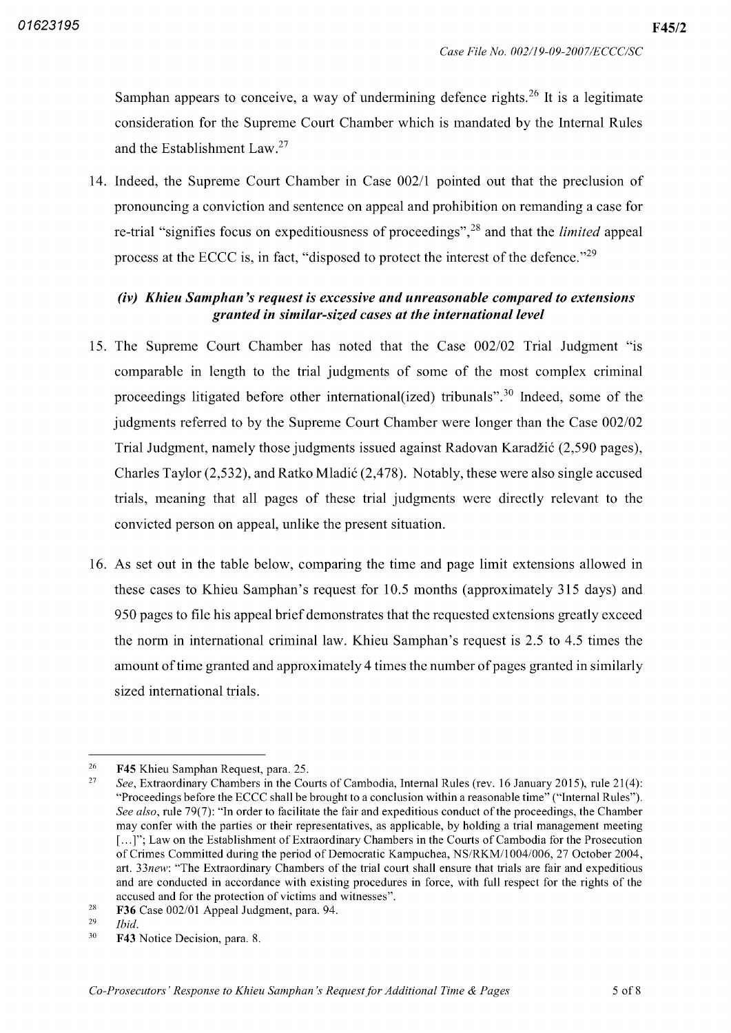Samphan appears to conceive, a way of undermining defence rights.[26] It is a legitimate consideration for the Supreme Court Chamber which is mandated by the Internal Rules and the Establishment Law.[27]

14. Indeed, the Supreme Court Chamber in Case 002/1 pointed out that the preclusion of pronouncing a conviction and sentence on appeal and prohibition on remanding a case for re-trial "signifies focus on expeditiousness of proceedings",[28] and that the *limited* appeal process at the ECCC is, in fact, "disposed to protect the interest of the defence."[29]

### *(iv) Khieu Samphan's request is excessive and unreasonable compared to extensions granted in similar-sized cases at the international level*

15. The Supreme Court Chamber has noted that the Case 002/02 Trial Judgment "is comparable in length to the trial judgments of some of the most complex criminal proceedings litigated before other international(ized) tribunals".[30] Indeed, some of the judgments referred to by the Supreme Court Chamber were longer than the Case 002/02 Trial Judgment, namely those judgments issued against Radovan Karadžić (2,590 pages), Charles Taylor (2,532), and Ratko Mladić (2,478). Notably, these were also single accused trials, meaning that all pages of these trial judgments were directly relevant to the convicted person on appeal, unlike the present situation.

16. As set out in the table below, comparing the time and page limit extensions allowed in these cases to Khieu Samphan's request for 10.5 months (approximately 315 days) and 950 pages to file his appeal brief demonstrates that the requested extensions greatly exceed the norm in international criminal law. Khieu Samphan's request is 2.5 to 4.5 times the amount of time granted and approximately 4 times the number of pages granted in similarly sized international trials.

---

[26] **F45** Khieu Samphan Request, para. 25.

[27] *See*, Extraordinary Chambers in the Courts of Cambodia, Internal Rules (rev. 16 January 2015), rule 21(4): "Proceedings before the ECCC shall be brought to a conclusion within a reasonable time" ("Internal Rules"). *See also*, rule 79(7): "In order to facilitate the fair and expeditious conduct of the proceedings, the Chamber may confer with the parties or their representatives, as applicable, by holding a trial management meeting [...]"; Law on the Establishment of Extraordinary Chambers in the Courts of Cambodia for the Prosecution of Crimes Committed during the period of Democratic Kampuchea, NS/RKM/1004/006, 27 October 2004, art. 33*new*: "The Extraordinary Chambers of the trial court shall ensure that trials are fair and expeditious and are conducted in accordance with existing procedures in force, with full respect for the rights of the accused and for the protection of victims and witnesses".

[28] **F36** Case 002/01 Appeal Judgment, para. 94.

[29] *Ibid.*

[30] **F43** Notice Decision, para. 8.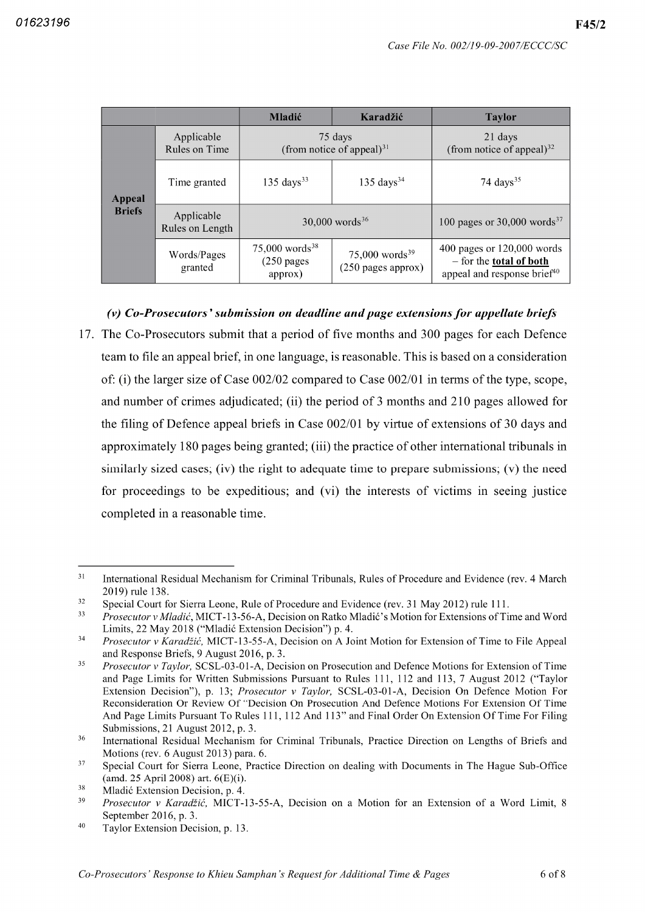| | | Mladić | Karadžić | Taylor |
|---|---|---|---|---|
| **Appeal Briefs** | Applicable Rules on Time | 75 days (from notice of appeal)[31] | | 21 days (from notice of appeal)[32] |
| | Time granted | 135 days[33] | 135 days[34] | 74 days[35] |
| | Applicable Rules on Length | 30,000 words[36] | | 100 pages or 30,000 words[37] |
| | Words/Pages granted | 75,000 words[38] (250 pages approx) | 75,000 words[39] (250 pages approx) | 400 pages or 120,000 words – for the **total of both** appeal and response brief[40] |

### *(v) Co-Prosecutors' submission on deadline and page extensions for appellate briefs*

17. The Co-Prosecutors submit that a period of five months and 300 pages for each Defence team to file an appeal brief, in one language, is reasonable. This is based on a consideration of: (i) the larger size of Case 002/02 compared to Case 002/01 in terms of the type, scope, and number of crimes adjudicated; (ii) the period of 3 months and 210 pages allowed for the filing of Defence appeal briefs in Case 002/01 by virtue of extensions of 30 days and approximately 180 pages being granted; (iii) the practice of other international tribunals in similarly sized cases; (iv) the right to adequate time to prepare submissions; (v) the need for proceedings to be expeditious; and (vi) the interests of victims in seeing justice completed in a reasonable time.

---

[31] International Residual Mechanism for Criminal Tribunals, Rules of Procedure and Evidence (rev. 4 March 2019) rule 138.

[32] Special Court for Sierra Leone, Rule of Procedure and Evidence (rev. 31 May 2012) rule 111.

[33] *Prosecutor v Mladić*, MICT-13-56-A, Decision on Ratko Mladić's Motion for Extensions of Time and Word Limits, 22 May 2018 ("Mladić Extension Decision") p. 4.

[34] *Prosecutor v Karadžić,* MICT-13-55-A, Decision on A Joint Motion for Extension of Time to File Appeal and Response Briefs, 9 August 2016, p. 3.

[35] *Prosecutor v Taylor,* SCSL-03-01-A, Decision on Prosecution and Defence Motions for Extension of Time and Page Limits for Written Submissions Pursuant to Rules 111, 112 and 113, 7 August 2012 ("Taylor Extension Decision"), p. 13; *Prosecutor v Taylor,* SCSL-03-01-A, Decision On Defence Motion For Reconsideration Or Review Of "Decision On Prosecution And Defence Motions For Extension Of Time And Page Limits Pursuant To Rules 111, 112 And 113" and Final Order On Extension Of Time For Filing Submissions, 21 August 2012, p. 3.

[36] International Residual Mechanism for Criminal Tribunals, Practice Direction on Lengths of Briefs and Motions (rev. 6 August 2013) para. 6.

[37] Special Court for Sierra Leone, Practice Direction on dealing with Documents in The Hague Sub-Office (amd. 25 April 2008) art. 6(E)(i).

[38] Mladić Extension Decision, p. 4.

[39] *Prosecutor v Karadžić,* MICT-13-55-A, Decision on a Motion for an Extension of a Word Limit, 8 September 2016, p. 3.

[40] Taylor Extension Decision, p. 13.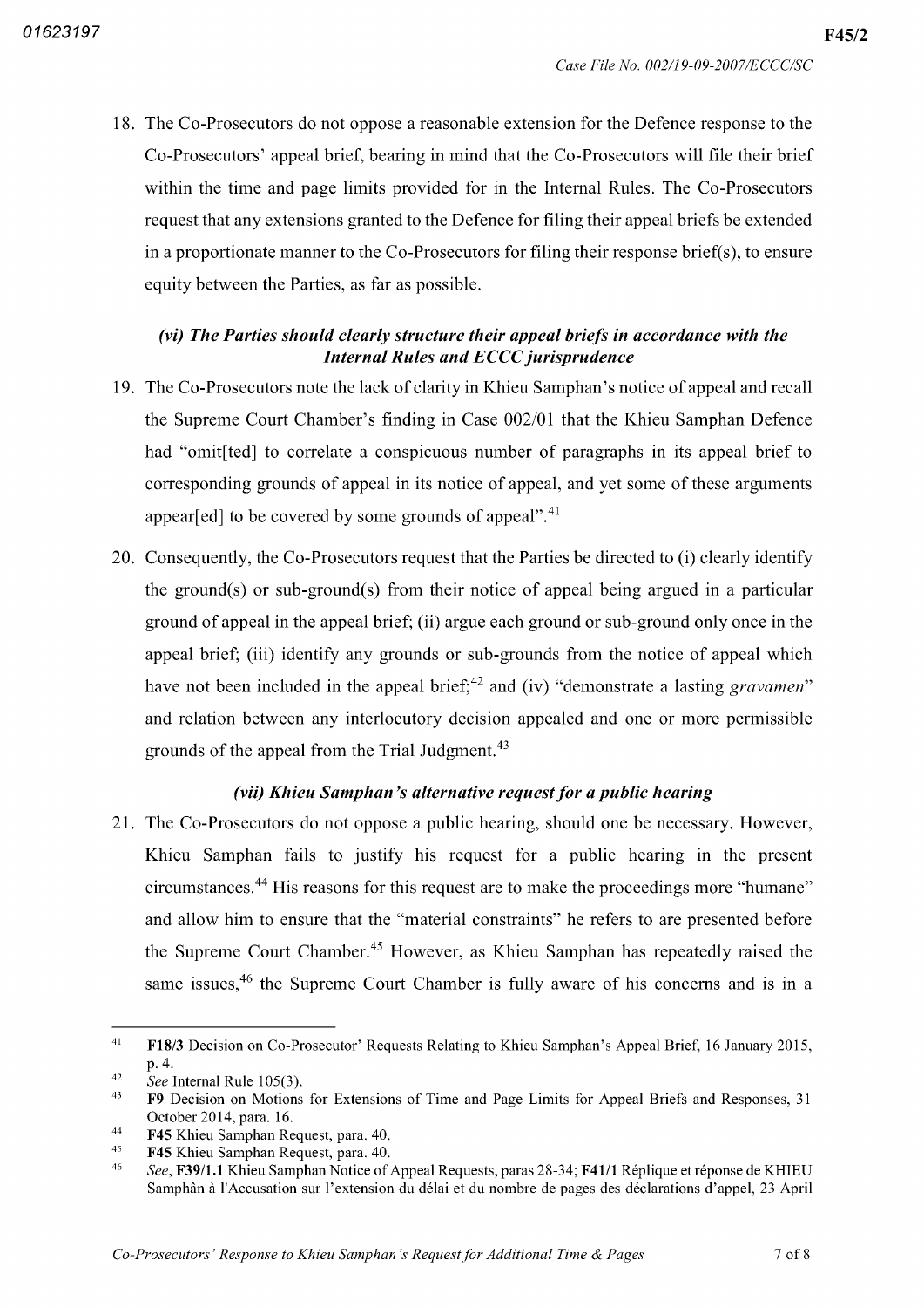18. The Co-Prosecutors do not oppose a reasonable extension for the Defence response to the Co-Prosecutors' appeal brief, bearing in mind that the Co-Prosecutors will file their brief within the time and page limits provided for in the Internal Rules. The Co-Prosecutors request that any extensions granted to the Defence for filing their appeal briefs be extended in a proportionate manner to the Co-Prosecutors for filing their response brief(s), to ensure equity between the Parties, as far as possible.

### *(vi) The Parties should clearly structure their appeal briefs in accordance with the Internal Rules and ECCC jurisprudence*

19. The Co-Prosecutors note the lack of clarity in Khieu Samphan's notice of appeal and recall the Supreme Court Chamber's finding in Case 002/01 that the Khieu Samphan Defence had "omit[ted] to correlate a conspicuous number of paragraphs in its appeal brief to corresponding grounds of appeal in its notice of appeal, and yet some of these arguments appear[ed] to be covered by some grounds of appeal".[41]

20. Consequently, the Co-Prosecutors request that the Parties be directed to (i) clearly identify the ground(s) or sub-ground(s) from their notice of appeal being argued in a particular ground of appeal in the appeal brief; (ii) argue each ground or sub-ground only once in the appeal brief; (iii) identify any grounds or sub-grounds from the notice of appeal which have not been included in the appeal brief;[42] and (iv) "demonstrate a lasting *gravamen*" and relation between any interlocutory decision appealed and one or more permissible grounds of the appeal from the Trial Judgment.[43]

### *(vii) Khieu Samphan's alternative request for a public hearing*

21. The Co-Prosecutors do not oppose a public hearing, should one be necessary. However, Khieu Samphan fails to justify his request for a public hearing in the present circumstances.[44] His reasons for this request are to make the proceedings more "humane" and allow him to ensure that the "material constraints" he refers to are presented before the Supreme Court Chamber.[45] However, as Khieu Samphan has repeatedly raised the same issues,[46] the Supreme Court Chamber is fully aware of his concerns and is in a

---

[41] **F18/3** Decision on Co-Prosecutor' Requests Relating to Khieu Samphan's Appeal Brief, 16 January 2015, p. 4.

[42] *See* Internal Rule 105(3).

[43] **F9** Decision on Motions for Extensions of Time and Page Limits for Appeal Briefs and Responses, 31 October 2014, para. 16.

[44] **F45** Khieu Samphan Request, para. 40.

[45] **F45** Khieu Samphan Request, para. 40.

[46] *See*, **F39/1.1** Khieu Samphan Notice of Appeal Requests, paras 28-34; **F41/1** Réplique et réponse de KHIEU Samphân à l'Accusation sur l'extension du délai et du nombre de pages des déclarations d'appel, 23 April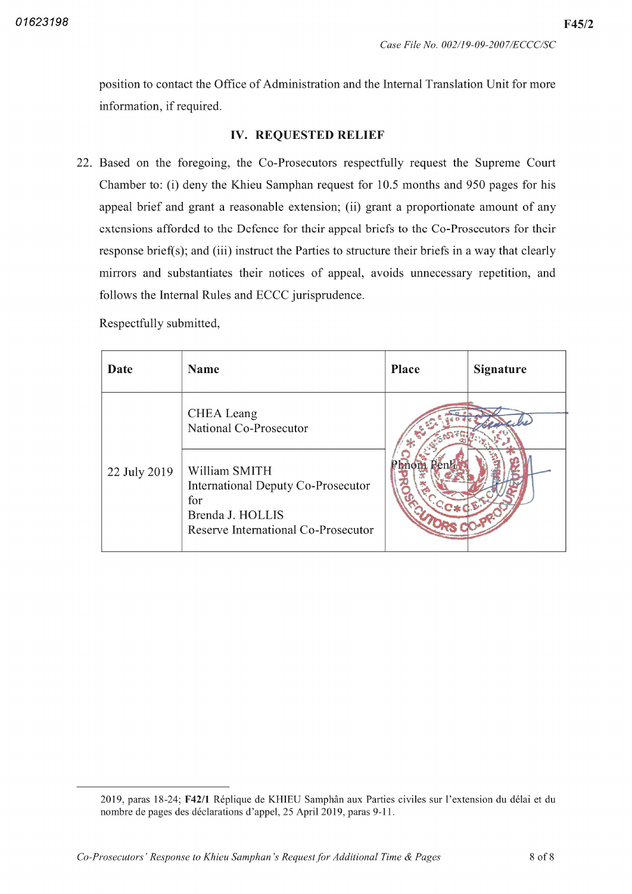position to contact the Office of Administration and the Internal Translation Unit for more information, if required.

## IV. REQUESTED RELIEF

22. Based on the foregoing, the Co-Prosecutors respectfully request the Supreme Court Chamber to: (i) deny the Khieu Samphan request for 10.5 months and 950 pages for his appeal brief and grant a reasonable extension; (ii) grant a proportionate amount of any extensions afforded to the Defence for their appeal briefs to the Co-Prosecutors for their response brief(s); and (iii) instruct the Parties to structure their briefs in a way that clearly mirrors and substantiates their notices of appeal, avoids unnecessary repetition, and follows the Internal Rules and ECCC jurisprudence.

Respectfully submitted,

| Date | Name | Place | Signature |
|---|---|---|---|
| 22 July 2019 | CHEA Leang<br>National Co-Prosecutor | Phnom Penh | |
| | William SMITH<br>International Deputy Co-Prosecutor for<br>Brenda J. HOLLIS<br>Reserve International Co-Prosecutor | | |

---

2019, paras 18-24; **F42/1** Réplique de KHIEU Samphân aux Parties civiles sur l'extension du délai et du nombre de pages des déclarations d'appel, 25 April 2019, paras 9-11.